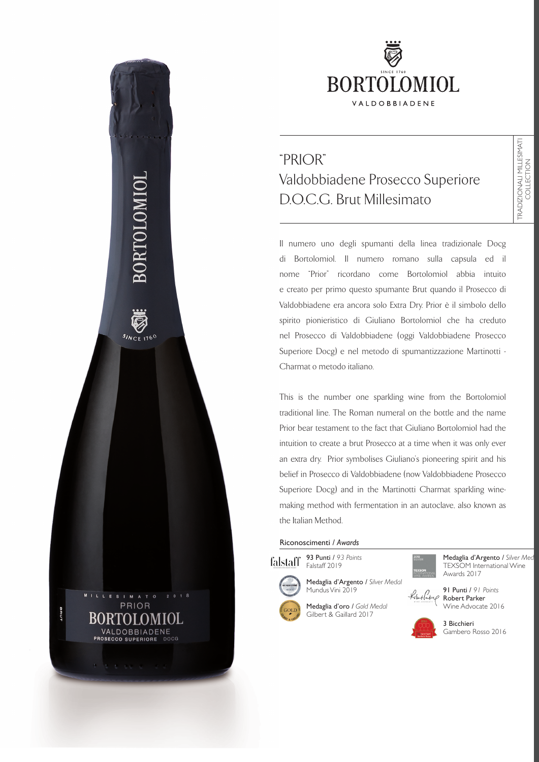SINCE 1760

BORTOLOMIOL

VALDOBBIADENE

# "PRIOR"

## Valdobbiadene Prosecco Superiore D.O.C.G. Brut Millesimato

TRADIZIONALI MILLESIMATI COLLECTION

Il numero uno degli spumanti della linea tradizionale Docg di Bortolomiol. Il numero romano sulla capsula ed il nome "Prior" ricordano come Bortolomiol abbia intuito e creato per primo questo spumante Brut quando il Prosecco di Valdobbiadene era ancora solo Extra Dry. Prior è il simbolo dello spirito pionieristico di Giuliano Bortolomiol che ha creduto nel Prosecco di Valdobbiadene (oggi Valdobbiadene Prosecco Superiore Docg) e nel metodo di spumantizzazione Martinotti - Charmat o metodo italiano.

This is the number one sparkling wine from the Bortolomiol traditional line. The Roman numeral on the bottle and the name Prior bear testament to the fact that Giuliano Bortolomiol had the intuition to create a brut Prosecco at a time when it was only ever an extra dry. Prior symbolises Giuliano's pioneering spirit and his belief in Prosecco di Valdobbiadene (now Valdobbiadene Prosecco Superiore Docg) and in the Martinotti Charmat sparkling wine-making method with fermentation in an autoclave, also known as the Italian Method.

### Riconoscimenti / *Awards*

- **93 Punti** / *93 Points* Falstaff 2019
- **Medaglia d'Argento** / *Silver Medal* Mundus Vini 2019
- **Medaglia d'oro** / *Gold Medal* Gilbert & Gaillard 2017
- **Medaglia d'Argento** / *Silver Medal* TEXSOM International Wine Awards 2017
- **91 Punti** / *91 Points* **Robert Parker** Wine Advocate 2016
- **3 Bicchieri** Gambero Rosso 2016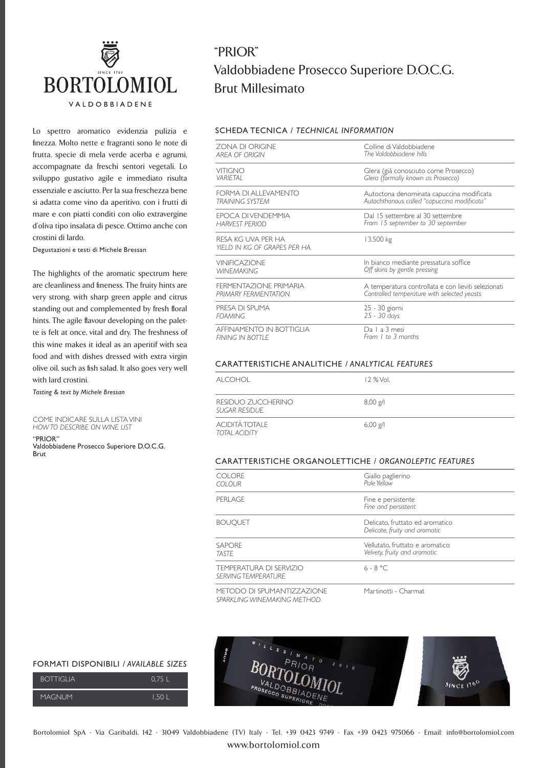BORTOLOMIOL

SINCE 1760

VALDOBBIADENE

# "PRIOR"
# Valdobbiadene Prosecco Superiore D.O.C.G.
# Brut Millesimato

Lo spettro aromatico evidenzia pulizia e finezza. Molto nette e fragranti sono le note di frutta, specie di mela verde acerba e agrumi, accompagnate da freschi sentori vegetali. Lo sviluppo gustativo agile e immediato risulta essenziale e asciutto. Per la sua freschezza bene si adatta come vino da aperitivo, con i frutti di mare e con piatti conditi con olio extravergine d'oliva tipo insalata di pesce. Ottimo anche con crostini di lardo.

Degustazioni e testi di Michele Bressan

The highlights of the aromatic spectrum here are cleanliness and fineness. The fruity hints are very strong, with sharp green apple and citrus standing out and complemented by fresh floral hints. The agile flavour developing on the palette is felt at once, vital and dry. The freshness of this wine makes it ideal as an aperitif with sea food and with dishes dressed with extra virgin olive oil, such as fish salad. It also goes very well with lard crostini.

*Tasting & text by Michele Bressan*

COME INDICARE SULLA LISTA VINI
*HOW TO DESCRIBE ON WINE LIST*

"PRIOR"
Valdobbiadene Prosecco Superiore D.O.C.G.
Brut

## SCHEDA TECNICA / *TECHNICAL INFORMATION*

| | |
|---|---|
| ZONA DI ORIGINE<br>*AREA OF ORIGIN* | Colline di Valdobbiadene<br>*The Valdobbiadene hills* |
| VITIGNO<br>*VARIETAL* | Glera (già conosciuto come Prosecco)<br>*Glera (formally known as Prosecco)* |
| FORMA DI ALLEVAMENTO<br>*TRAINING SYSTEM* | Autoctona denominata capuccina modificata<br>*Autochthonous called "capuccina modificata"* |
| EPOCA DI VENDEMMIA<br>*HARVEST PERIOD* | Dal 15 settembre al 30 settembre<br>*From 15 september to 30 september* |
| RESA KG UVA PER HA<br>*YIELD IN KG OF GRAPES PER HA.* | 13.500 kg |
| VINIFICAZIONE<br>*WINEMAKING* | In bianco mediante pressatura soffice<br>*Off skins by gentle pressing* |
| FERMENTAZIONE PRIMARIA<br>*PRIMARY FERMENTATION* | A temperatura controllata e con lieviti selezionati<br>*Controlled temperature with selected yeasts* |
| PRESA DI SPUMA<br>*FOAMING* | 25 - 30 giorni<br>*25 - 30 days* |
| AFFINAMENTO IN BOTTIGLIA<br>*FINING IN BOTTLE* | Da 1 a 3 mesi<br>*From 1 to 3 months* |

## CARATTERISTICHE ANALITICHE / *ANALYTICAL FEATURES*

| | |
|---|---|
| ALCOHOL | 12 % Vol. |
| RESIDUO ZUCCHERINO<br>*SUGAR RESIDUE* | 8,00 g/l |
| ACIDITÀ TOTALE<br>*TOTAL ACIDITY* | 6,00 g/l |

## CARATTERISTICHE ORGANOLETTICHE / *ORGANOLEPTIC FEATURES*

| | |
|---|---|
| COLORE<br>*COLOUR* | Giallo paglierino<br>*Pale Yellow* |
| PERLAGE | Fine e persistente<br>*Fine and persistent* |
| BOUQUET | Delicato, fruttato ed aromatico<br>*Delicate, fruity and aromatic* |
| SAPORE<br>*TASTE* | Vellutato, fruttato e aromatico<br>*Velvety, fruity and aromatic* |
| TEMPERATURA DI SERVIZIO<br>*SERVING TEMPERATURE* | 6 - 8 °C |
| METODO DI SPUMANTIZZAZIONE<br>*SPARKLING WINEMAKING METHOD* | Martinotti - Charmat |

## FORMATI DISPONIBILI / *AVAILABLE SIZES*

| | |
|---|---|
| BOTTIGLIA | 0,75 L |
| MAGNUM | 1,50 L |

Bortolomiol SpA - Via Garibaldi, 142 - 31049 Valdobbiadene (TV) Italy - Tel. +39 0423 9749 - Fax +39 0423 975066 - Email: info@bortolomiol.com

www.bortolomiol.com